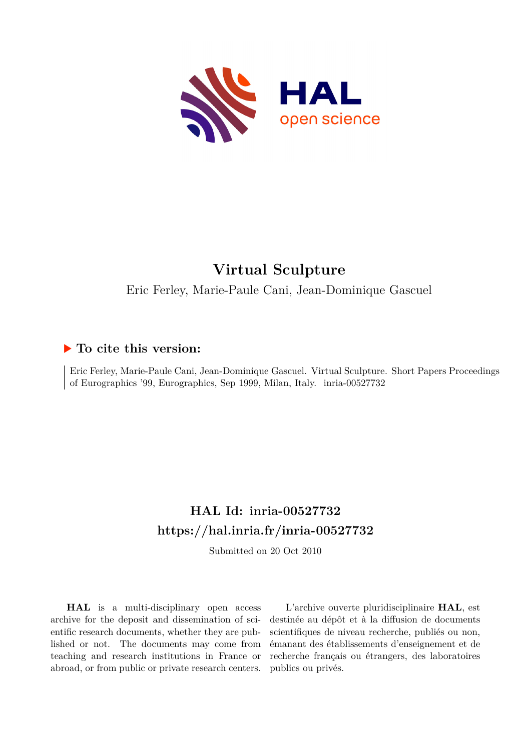# Virtual Sculpture

Eric Ferley, Marie-Paule Cani, Jean-Dominique Gascuel

## ▶ To cite this version:

Eric Ferley, Marie-Paule Cani, Jean-Dominique Gascuel. Virtual Sculpture. Short Papers Proceedings of Eurographics '99, Eurographics, Sep 1999, Milan, Italy. inria-00527732

## HAL Id: inria-00527732

## https://hal.inria.fr/inria-00527732

Submitted on 20 Oct 2010

**HAL** is a multi-disciplinary open access archive for the deposit and dissemination of scientific research documents, whether they are published or not. The documents may come from teaching and research institutions in France or abroad, or from public or private research centers.

L'archive ouverte pluridisciplinaire **HAL**, est destinée au dépôt et à la diffusion de documents scientifiques de niveau recherche, publiés ou non, émanant des établissements d'enseignement et de recherche français ou étrangers, des laboratoires publics ou privés.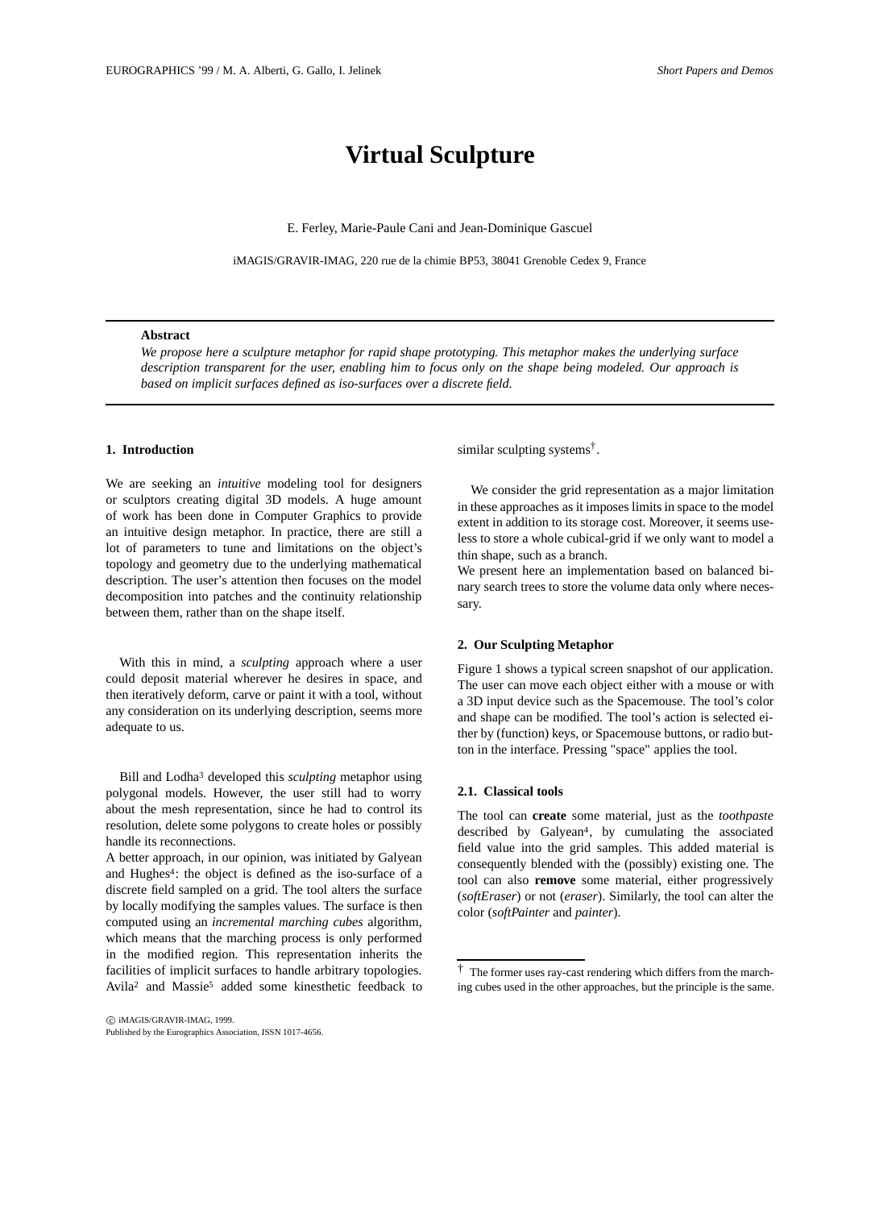# Virtual Sculpture

E. Ferley, Marie-Paule Cani and Jean-Dominique Gascuel

iMAGIS/GRAVIR-IMAG, 220 rue de la chimie BP53, 38041 Grenoble Cedex 9, France

**Abstract**

*We propose here a sculpture metaphor for rapid shape prototyping. This metaphor makes the underlying surface description transparent for the user, enabling him to focus only on the shape being modeled. Our approach is based on implicit surfaces defined as iso-surfaces over a discrete field.*

## 1. Introduction

We are seeking an *intuitive* modeling tool for designers or sculptors creating digital 3D models. A huge amount of work has been done in Computer Graphics to provide an intuitive design metaphor. In practice, there are still a lot of parameters to tune and limitations on the object's topology and geometry due to the underlying mathematical description. The user's attention then focuses on the model decomposition into patches and the continuity relationship between them, rather than on the shape itself.

With this in mind, a *sculpting* approach where a user could deposit material wherever he desires in space, and then iteratively deform, carve or paint it with a tool, without any consideration on its underlying description, seems more adequate to us.

Bill and Lodha[3] developed this *sculpting* metaphor using polygonal models. However, the user still had to worry about the mesh representation, since he had to control its resolution, delete some polygons to create holes or possibly handle its reconnections.
A better approach, in our opinion, was initiated by Galyean and Hughes[4]: the object is defined as the iso-surface of a discrete field sampled on a grid. The tool alters the surface by locally modifying the samples values. The surface is then computed using an *incremental marching cubes* algorithm, which means that the marching process is only performed in the modified region. This representation inherits the facilities of implicit surfaces to handle arbitrary topologies. Avila[2] and Massie[5] added some kinesthetic feedback to similar sculpting systems[†].

We consider the grid representation as a major limitation in these approaches as it imposes limits in space to the model extent in addition to its storage cost. Moreover, it seems useless to store a whole cubical-grid if we only want to model a thin shape, such as a branch.
We present here an implementation based on balanced binary search trees to store the volume data only where necessary.

## 2. Our Sculpting Metaphor

Figure 1 shows a typical screen snapshot of our application. The user can move each object either with a mouse or with a 3D input device such as the Spacemouse. The tool's color and shape can be modified. The tool's action is selected either by (function) keys, or Spacemouse buttons, or radio button in the interface. Pressing "space" applies the tool.

### 2.1. Classical tools

The tool can **create** some material, just as the *toothpaste* described by Galyean[4], by cumulating the associated field value into the grid samples. This added material is consequently blended with the (possibly) existing one. The tool can also **remove** some material, either progressively (*softEraser*) or not (*eraser*). Similarly, the tool can alter the color (*softPainter* and *painter*).

[†] The former uses ray-cast rendering which differs from the marching cubes used in the other approaches, but the principle is the same.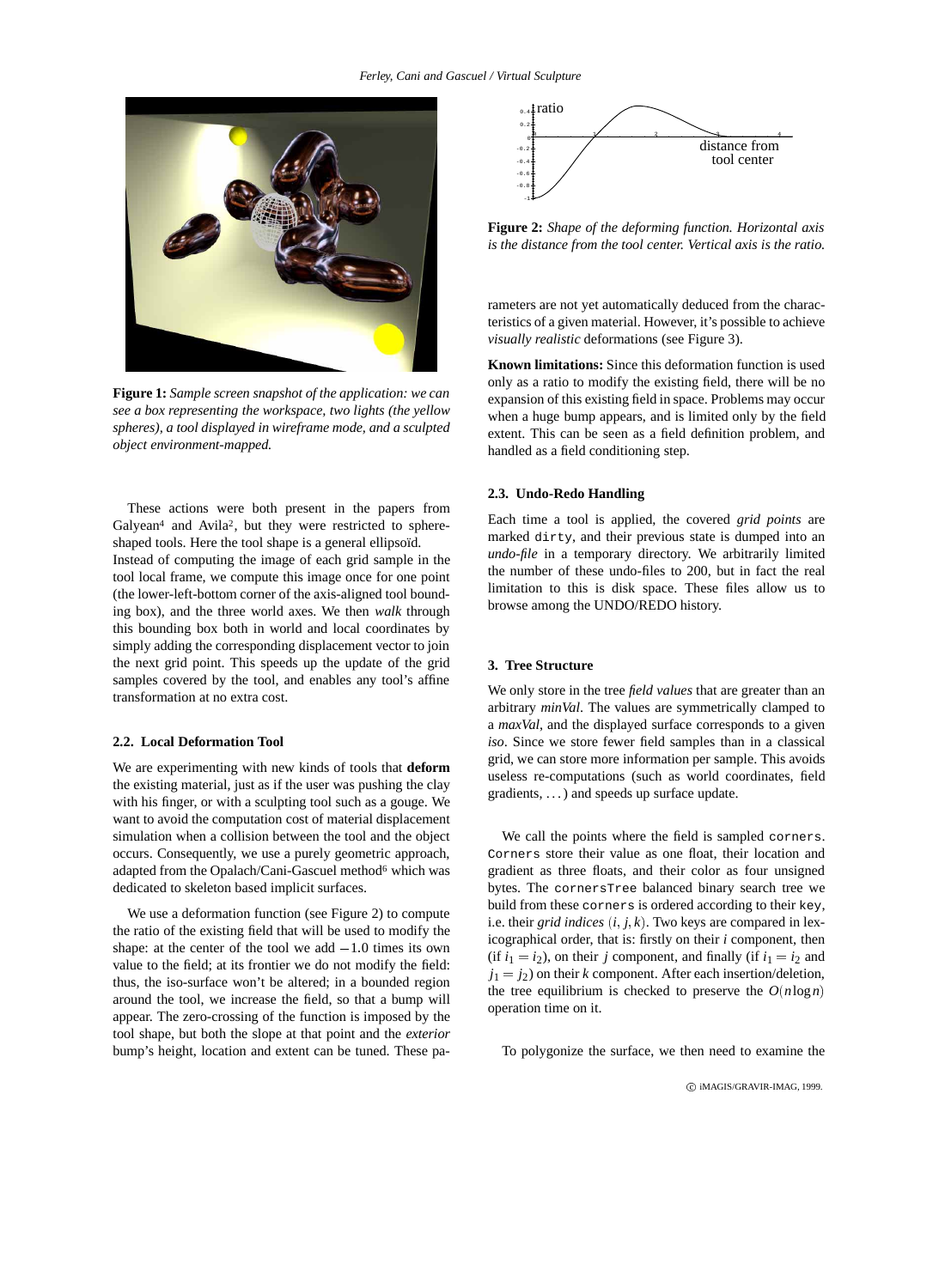**Figure 1:** *Sample screen snapshot of the application: we can see a box representing the workspace, two lights (the yellow spheres), a tool displayed in wireframe mode, and a sculpted object environment-mapped.*

These actions were both present in the papers from Galyean[4] and Avila[2], but they were restricted to sphere-shaped tools. Here the tool shape is a general ellipsoïd.

Instead of computing the image of each grid sample in the tool local frame, we compute this image once for one point (the lower-left-bottom corner of the axis-aligned tool bounding box), and the three world axes. We then *walk* through this bounding box both in world and local coordinates by simply adding the corresponding displacement vector to join the next grid point. This speeds up the update of the grid samples covered by the tool, and enables any tool's affine transformation at no extra cost.

### 2.2. Local Deformation Tool

We are experimenting with new kinds of tools that **deform** the existing material, just as if the user was pushing the clay with his finger, or with a sculpting tool such as a gouge. We want to avoid the computation cost of material displacement simulation when a collision between the tool and the object occurs. Consequently, we use a purely geometric approach, adapted from the Opalach/Cani-Gascuel method[6] which was dedicated to skeleton based implicit surfaces.

We use a deformation function (see Figure 2) to compute the ratio of the existing field that will be used to modify the shape: at the center of the tool we add $-1.0$ times its own value to the field; at its frontier we do not modify the field: thus, the iso-surface won't be altered; in a bounded region around the tool, we increase the field, so that a bump will appear. The zero-crossing of the function is imposed by the tool shape, but both the slope at that point and the *exterior* bump's height, location and extent can be tuned. These parameters are not yet automatically deduced from the characteristics of a given material. However, it's possible to achieve *visually realistic* deformations (see Figure 3).

**Figure 2:** *Shape of the deforming function. Horizontal axis is the distance from the tool center. Vertical axis is the ratio.*

**Known limitations:** Since this deformation function is used only as a ratio to modify the existing field, there will be no expansion of this existing field in space. Problems may occur when a huge bump appears, and is limited only by the field extent. This can be seen as a field definition problem, and handled as a field conditioning step.

### 2.3. Undo-Redo Handling

Each time a tool is applied, the covered *grid points* are marked `dirty`, and their previous state is dumped into an *undo-file* in a temporary directory. We arbitrarily limited the number of these undo-files to 200, but in fact the real limitation to this is disk space. These files allow us to browse among the UNDO/REDO history.

## 3. Tree Structure

We only store in the tree *field values* that are greater than an arbitrary *minVal*. The values are symmetrically clamped to a *maxVal*, and the displayed surface corresponds to a given *iso*. Since we store fewer field samples than in a classical grid, we can store more information per sample. This avoids useless re-computations (such as world coordinates, field gradients, ...) and speeds up surface update.

We call the points where the field is sampled `corners`. `Corners` store their value as one float, their location and gradient as three floats, and their color as four unsigned bytes. The `cornersTree` balanced binary search tree we build from these `corners` is ordered according to their key, i.e. their *grid indices* $(i, j, k)$. Two keys are compared in lexicographical order, that is: firstly on their $i$ component, then (if $i_1 = i_2$), on their $j$ component, and finally (if $i_1 = i_2$ and $j_1 = j_2$) on their $k$ component. After each insertion/deletion, the tree equilibrium is checked to preserve the $O(n \log n)$ operation time on it.

To polygonize the surface, we then need to examine the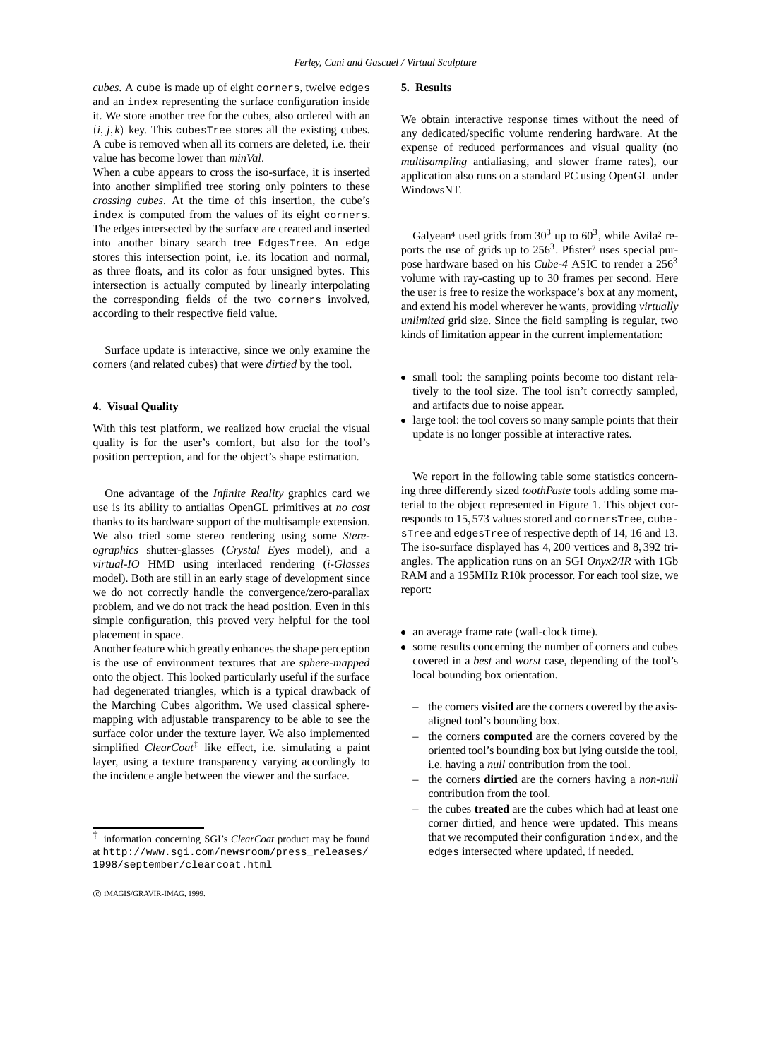*cubes*. A cube is made up of eight corners, twelve edges and an index representing the surface configuration inside it. We store another tree for the cubes, also ordered with an $(i, j, k)$ key. This cubesTree stores all the existing cubes. A cube is removed when all its corners are deleted, i.e. their value has become lower than *minVal*.

When a cube appears to cross the iso-surface, it is inserted into another simplified tree storing only pointers to these *crossing cubes*. At the time of this insertion, the cube's index is computed from the values of its eight corners. The edges intersected by the surface are created and inserted into another binary search tree EdgesTree. An edge stores this intersection point, i.e. its location and normal, as three floats, and its color as four unsigned bytes. This intersection is actually computed by linearly interpolating the corresponding fields of the two corners involved, according to their respective field value.

Surface update is interactive, since we only examine the corners (and related cubes) that were *dirtied* by the tool.

## 4. Visual Quality

With this test platform, we realized how crucial the visual quality is for the user's comfort, but also for the tool's position perception, and for the object's shape estimation.

One advantage of the *Infinite Reality* graphics card we use is its ability to antialias OpenGL primitives at *no cost* thanks to its hardware support of the multisample extension. We also tried some stereo rendering using some *Stereographics* shutter-glasses (*Crystal Eyes* model), and a *virtual-IO* HMD using interlaced rendering (*i-Glasses* model). Both are still in an early stage of development since we do not correctly handle the convergence/zero-parallax problem, and we do not track the head position. Even in this simple configuration, this proved very helpful for the tool placement in space.

Another feature which greatly enhances the shape perception is the use of environment textures that are *sphere-mapped* onto the object. This looked particularly useful if the surface had degenerated triangles, which is a typical drawback of the Marching Cubes algorithm. We used classical sphere-mapping with adjustable transparency to be able to see the surface color under the texture layer. We also implemented simplified *ClearCoat*[‡] like effect, i.e. simulating a paint layer, using a texture transparency varying accordingly to the incidence angle between the viewer and the surface.

[‡] information concerning SGI's *ClearCoat* product may be found at http://www.sgi.com/newsroom/press_releases/1998/september/clearcoat.html

## 5. Results

We obtain interactive response times without the need of any dedicated/specific volume rendering hardware. At the expense of reduced performances and visual quality (no *multisampling* antialiasing, and slower frame rates), our application also runs on a standard PC using OpenGL under WindowsNT.

Galyean[4] used grids from $30^3$ up to $60^3$, while Avila[2] reports the use of grids up to $256^3$. Pfister[7] uses special purpose hardware based on his *Cube-4* ASIC to render a $256^3$ volume with ray-casting up to 30 frames per second. Here the user is free to resize the workspace's box at any moment, and extend his model wherever he wants, providing *virtually unlimited* grid size. Since the field sampling is regular, two kinds of limitation appear in the current implementation:

- small tool: the sampling points become too distant relatively to the tool size. The tool isn't correctly sampled, and artifacts due to noise appear.
- large tool: the tool covers so many sample points that their update is no longer possible at interactive rates.

We report in the following table some statistics concerning three differently sized *toothPaste* tools adding some material to the object represented in Figure 1. This object corresponds to 15,573 values stored and cornersTree, cubesTree and edgesTree of respective depth of 14, 16 and 13. The iso-surface displayed has 4,200 vertices and 8,392 triangles. The application runs on an SGI *Onyx2/IR* with 1Gb RAM and a 195MHz R10k processor. For each tool size, we report:

- an average frame rate (wall-clock time).
- some results concerning the number of corners and cubes covered in a *best* and *worst* case, depending of the tool's local bounding box orientation.
  - the corners **visited** are the corners covered by the axis-aligned tool's bounding box.
  - the corners **computed** are the corners covered by the oriented tool's bounding box but lying outside the tool, i.e. having a *null* contribution from the tool.
  - the corners **dirtied** are the corners having a *non-null* contribution from the tool.
  - the cubes **treated** are the cubes which had at least one corner dirtied, and hence were updated. This means that we recomputed their configuration index, and the edges intersected where updated, if needed.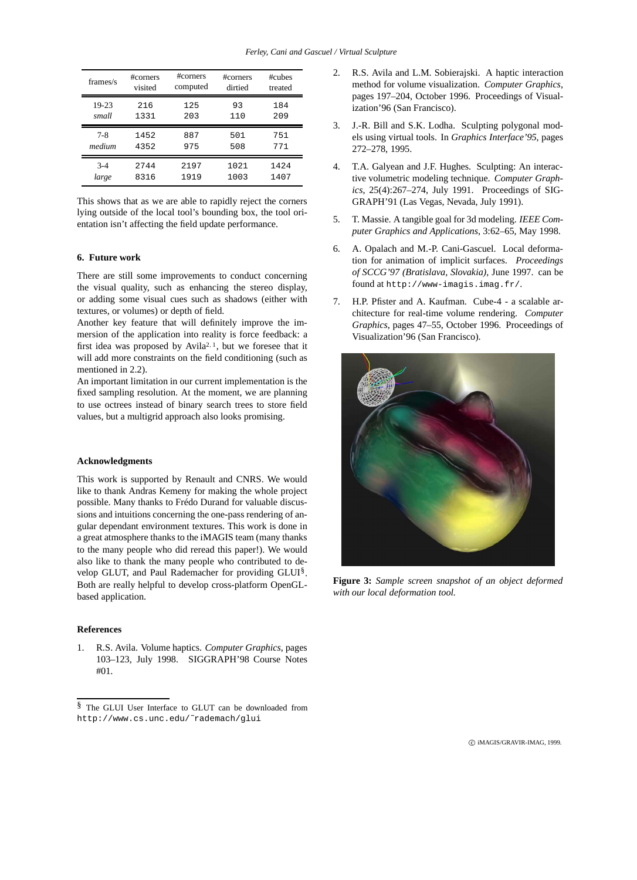| frames/s | #corners visited | #corners computed | #corners dirtied | #cubes treated |
|---|---|---|---|---|
| 19-23 | 216 | 125 | 93 | 184 |
| *small* | 1331 | 203 | 110 | 209 |
| 7-8 | 1452 | 887 | 501 | 751 |
| *medium* | 4352 | 975 | 508 | 771 |
| 3-4 | 2744 | 2197 | 1021 | 1424 |
| *large* | 8316 | 1919 | 1003 | 1407 |

This shows that as we are able to rapidly reject the corners lying outside of the local tool's bounding box, the tool orientation isn't affecting the field update performance.

## 6. Future work

There are still some improvements to conduct concerning the visual quality, such as enhancing the stereo display, or adding some visual cues such as shadows (either with textures, or volumes) or depth of field.

Another key feature that will definitely improve the immersion of the application into reality is force feedback: a first idea was proposed by Avila[2, 1], but we foresee that it will add more constraints on the field conditioning (such as mentioned in 2.2).

An important limitation in our current implementation is the fixed sampling resolution. At the moment, we are planning to use octrees instead of binary search trees to store field values, but a multigrid approach also looks promising.

## Acknowledgments

This work is supported by Renault and CNRS. We would like to thank Andras Kemeny for making the whole project possible. Many thanks to Frédo Durand for valuable discussions and intuitions concerning the one-pass rendering of angular dependant environment textures. This work is done in a great atmosphere thanks to the iMAGIS team (many thanks to the many people who did reread this paper!). We would also like to thank the many people who contributed to develop GLUT, and Paul Rademacher for providing GLUI[§]. Both are really helpful to develop cross-platform OpenGL-based application.

## References

1. R.S. Avila. Volume haptics. *Computer Graphics*, pages 103–123, July 1998. SIGGRAPH'98 Course Notes #01.
2. R.S. Avila and L.M. Sobierajski. A haptic interaction method for volume visualization. *Computer Graphics*, pages 197–204, October 1996. Proceedings of Visualization'96 (San Francisco).
3. J.-R. Bill and S.K. Lodha. Sculpting polygonal models using virtual tools. In *Graphics Interface'95*, pages 272–278, 1995.
4. T.A. Galyean and J.F. Hughes. Sculpting: An interactive volumetric modeling technique. *Computer Graphics*, 25(4):267–274, July 1991. Proceedings of SIGGRAPH'91 (Las Vegas, Nevada, July 1991).
5. T. Massie. A tangible goal for 3d modeling. *IEEE Computer Graphics and Applications*, 3:62–65, May 1998.
6. A. Opalach and M.-P. Cani-Gascuel. Local deformation for animation of implicit surfaces. *Proceedings of SCCG'97 (Bratislava, Slovakia)*, June 1997. can be found at `http://www-imagis.imag.fr/`.
7. H.P. Pfister and A. Kaufman. Cube-4 - a scalable architecture for real-time volume rendering. *Computer Graphics*, pages 47–55, October 1996. Proceedings of Visualization'96 (San Francisco).

**Figure 3:** *Sample screen snapshot of an object deformed with our local deformation tool.*

[§] The GLUI User Interface to GLUT can be downloaded from `http://www.cs.unc.edu/~rademach/glui`

© iMAGIS/GRAVIR-IMAG, 1999.